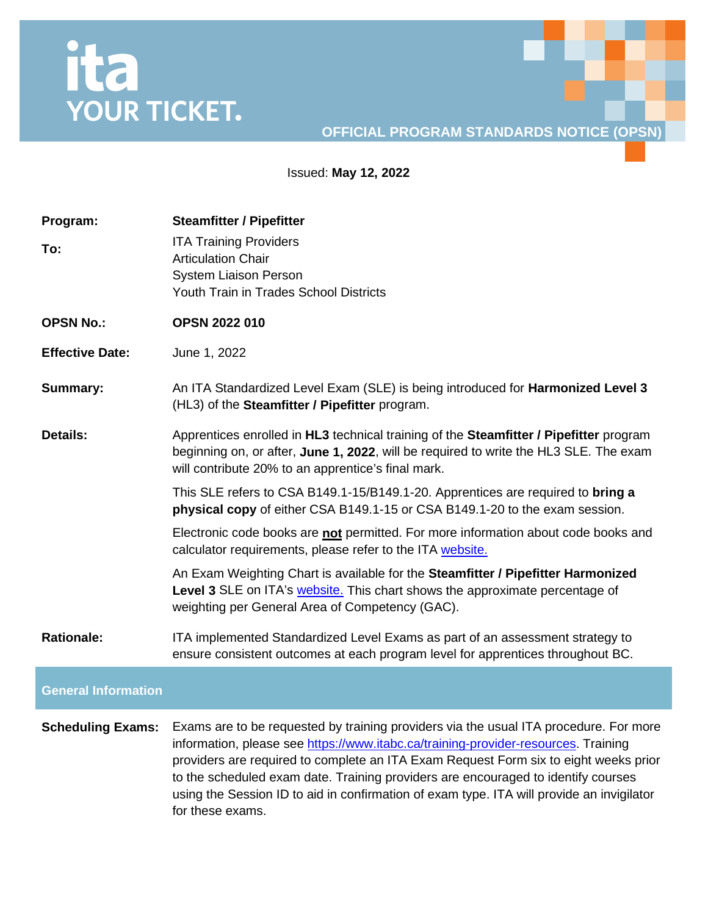ita YOUR TICKET.

**OFFICIAL PROGRAM STANDARDS NOTICE (OPSN)**

Issued: **May 12, 2022**

**Program:** **Steamfitter / Pipefitter**

**To:** ITA Training Providers
Articulation Chair
System Liaison Person
Youth Train in Trades School Districts

**OPSN No.:** **OPSN 2022 010**

**Effective Date:** June 1, 2022

**Summary:** An ITA Standardized Level Exam (SLE) is being introduced for **Harmonized Level 3** (HL3) of the **Steamfitter / Pipefitter** program.

**Details:** Apprentices enrolled in **HL3** technical training of the **Steamfitter / Pipefitter** program beginning on, or after, **June 1, 2022**, will be required to write the HL3 SLE. The exam will contribute 20% to an apprentice's final mark.

This SLE refers to CSA B149.1-15/B149.1-20. Apprentices are required to **bring a physical copy** of either CSA B149.1-15 or CSA B149.1-20 to the exam session.

Electronic code books are **not** permitted. For more information about code books and calculator requirements, please refer to the ITA [website.]()

An Exam Weighting Chart is available for the **Steamfitter / Pipefitter Harmonized Level 3** SLE on ITA's [website.]() This chart shows the approximate percentage of weighting per General Area of Competency (GAC).

**Rationale:** ITA implemented Standardized Level Exams as part of an assessment strategy to ensure consistent outcomes at each program level for apprentices throughout BC.

## General Information

**Scheduling Exams:** Exams are to be requested by training providers via the usual ITA procedure. For more information, please see https://www.itabc.ca/training-provider-resources. Training providers are required to complete an ITA Exam Request Form six to eight weeks prior to the scheduled exam date. Training providers are encouraged to identify courses using the Session ID to aid in confirmation of exam type. ITA will provide an invigilator for these exams.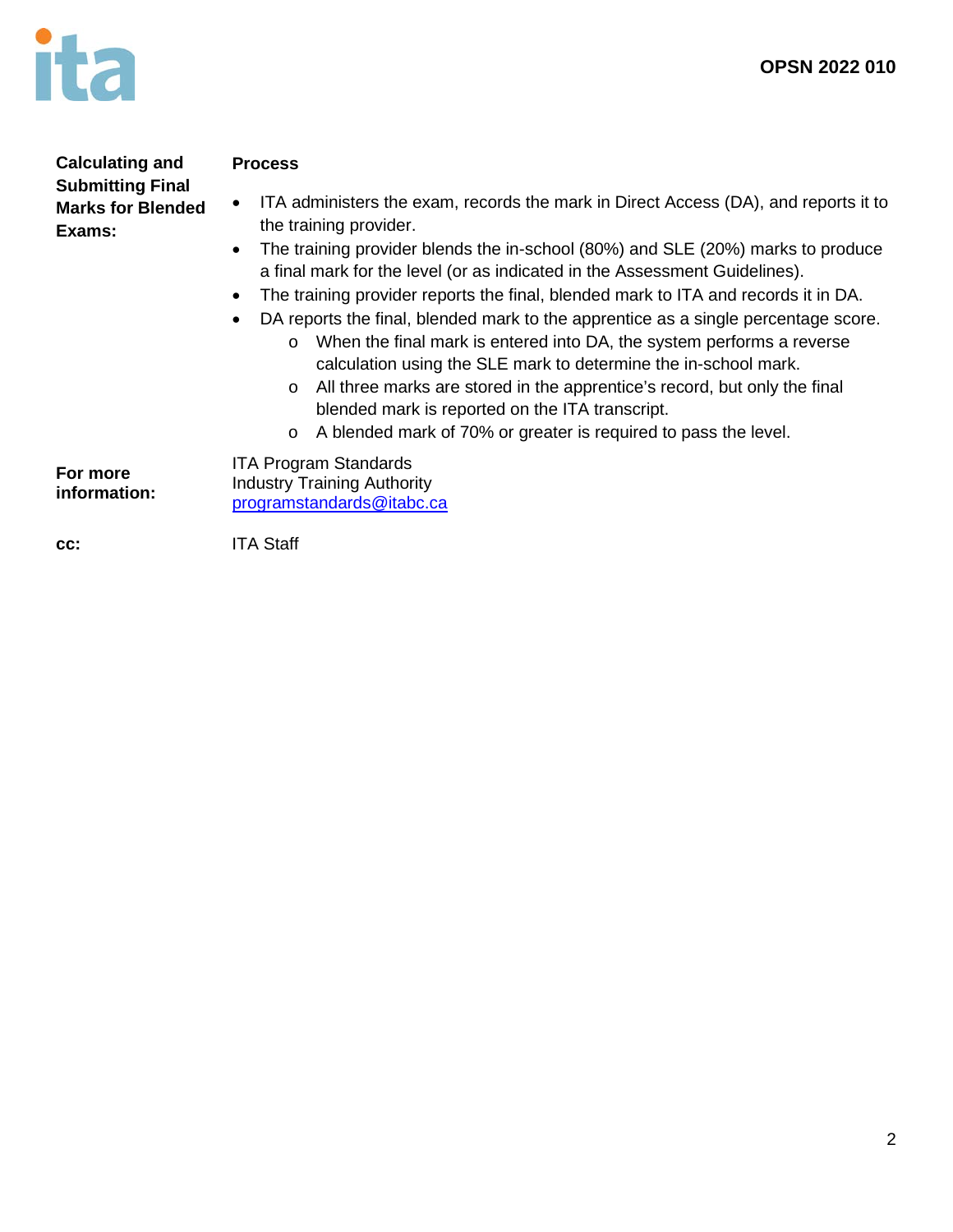**Calculating and Submitting Final Marks for Blended Exams:**

**Process**

- ITA administers the exam, records the mark in Direct Access (DA), and reports it to the training provider.
- The training provider blends the in-school (80%) and SLE (20%) marks to produce a final mark for the level (or as indicated in the Assessment Guidelines).
- The training provider reports the final, blended mark to ITA and records it in DA.
- DA reports the final, blended mark to the apprentice as a single percentage score.
  - When the final mark is entered into DA, the system performs a reverse calculation using the SLE mark to determine the in-school mark.
  - All three marks are stored in the apprentice's record, but only the final blended mark is reported on the ITA transcript.
  - A blended mark of 70% or greater is required to pass the level.

**For more information:**

ITA Program Standards
Industry Training Authority
programstandards@itabc.ca

**cc:** ITA Staff